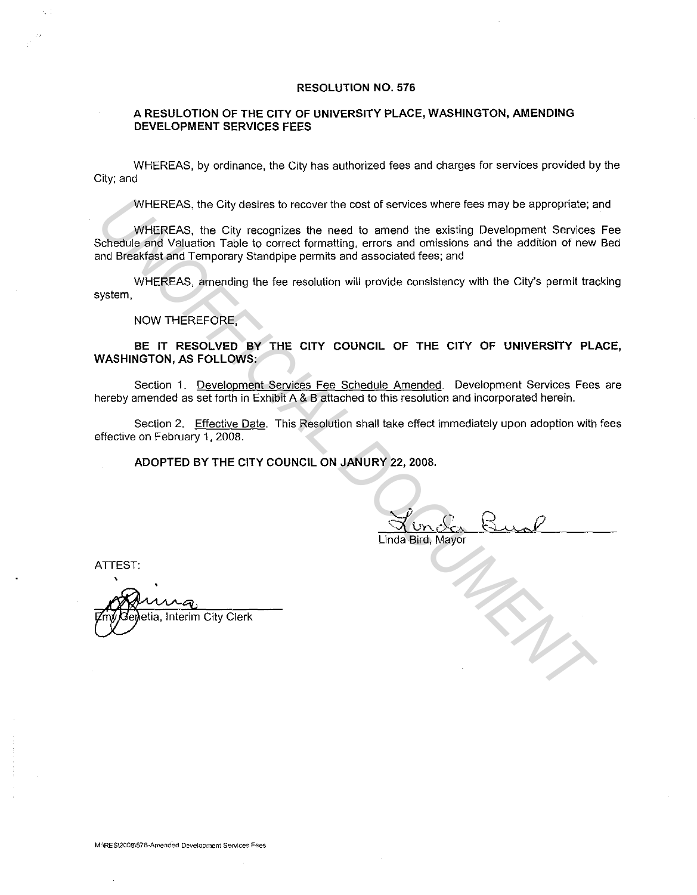# RESOLUTION NO. 576

## A RESULOTION OF THE CITY OF UNIVERSITY PLACE, WASHINGTON, AMENDING DEVELOPMENT SERVICES FEES

WHEREAS, by ordinance, the City has authorized fees and charges for services provided by the City; and

WHEREAS, the City desires to recover the cost of services where fees may be appropriate; and

WHEREAS, the City recognizes the need to amend the existing Development Services Fee Schedule and Valuation Table to correct formatting, errors and omissions and the addition of new Bed and Breakfast and Temporary Standpipe permits and associated fees; and

WHEREAS, amending the fee resolution will provide consistency with the City's permit tracking system,

NOW THEREFORE,

**BE IT RESOLVED BY THE CITY COUNCIL OF THE CITY OF UNIVERSITY PLACE, WASHINGTON, AS FOLLOWS:**

Section 1. Development Services Fee Schedule Amended. Development Services Fees are hereby amended as set forth in Exhibit A & B attached to this resolution and incorporated herein.

Section 2. Effective Date. This Resolution shall take effect immediately upon adoption with fees effective on February 1, 2008.

**ADOPTED BY THE CITY COUNCIL ON JANURY 22, 2008.**

Linda Bird, Mayor

ATTEST:

Emy Genetia, Interim City Clerk

M:\RES\2008\576-Amended Development Services Fees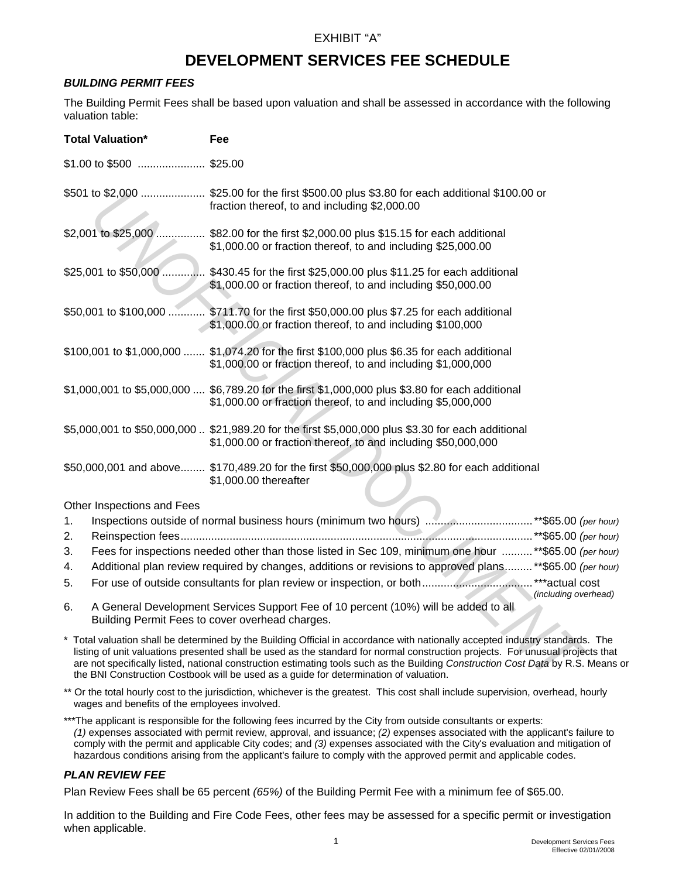EXHIBIT "A"

# DEVELOPMENT SERVICES FEE SCHEDULE

### *BUILDING PERMIT FEES*

The Building Permit Fees shall be based upon valuation and shall be assessed in accordance with the following valuation table:

| Total Valuation* | Fee |
|---|---|
| $1.00 to $500 | $25.00 |
| $501 to $2,000 | $25.00 for the first $500.00 plus $3.80 for each additional $100.00 or fraction thereof, to and including $2,000.00 |
| $2,001 to $25,000 | $82.00 for the first $2,000.00 plus $15.15 for each additional $1,000.00 or fraction thereof, to and including $25,000.00 |
| $25,001 to $50,000 | $430.45 for the first $25,000.00 plus $11.25 for each additional $1,000.00 or fraction thereof, to and including $50,000.00 |
| $50,001 to $100,000 | $711.70 for the first $50,000.00 plus $7.25 for each additional $1,000.00 or fraction thereof, to and including $100,000 |
| $100,001 to $1,000,000 | $1,074.20 for the first $100,000 plus $6.35 for each additional $1,000.00 or fraction thereof, to and including $1,000,000 |
| $1,000,001 to $5,000,000 | $6,789.20 for the first $1,000,000 plus $3.80 for each additional $1,000.00 or fraction thereof, to and including $5,000,000 |
| $5,000,001 to $50,000,000 | $21,989.20 for the first $5,000,000 plus $3.30 for each additional $1,000.00 or fraction thereof, to and including $50,000,000 |
| $50,000,001 and above | $170,489.20 for the first $50,000,000 plus $2.80 for each additional $1,000.00 thereafter |

Other Inspections and Fees

1. Inspections outside of normal business hours (minimum two hours) .......... **$65.00 *(per hour)*
2. Reinspection fees .......... **$65.00 *(per hour)*
3. Fees for inspections needed other than those listed in Sec 109, minimum one hour .......... **$65.00 *(per hour)*
4. Additional plan review required by changes, additions or revisions to approved plans .......... **$65.00 *(per hour)*
5. For use of outside consultants for plan review or inspection, or both .......... ***actual cost *(including overhead)*
6. A General Development Services Support Fee of 10 percent (10%) will be added to all Building Permit Fees to cover overhead charges.

\* Total valuation shall be determined by the Building Official in accordance with nationally accepted industry standards. The listing of unit valuations presented shall be used as the standard for normal construction projects. For unusual projects that are not specifically listed, national construction estimating tools such as the Building *Construction Cost Data* by R.S. Means or the BNI Construction Costbook will be used as a guide for determination of valuation.

** Or the total hourly cost to the jurisdiction, whichever is the greatest. This cost shall include supervision, overhead, hourly wages and benefits of the employees involved.

***The applicant is responsible for the following fees incurred by the City from outside consultants or experts: *(1)* expenses associated with permit review, approval, and issuance; *(2)* expenses associated with the applicant's failure to comply with the permit and applicable City codes; and *(3)* expenses associated with the City's evaluation and mitigation of hazardous conditions arising from the applicant's failure to comply with the approved permit and applicable codes.

### *PLAN REVIEW FEE*

Plan Review Fees shall be 65 percent *(65%)* of the Building Permit Fee with a minimum fee of $65.00.

In addition to the Building and Fire Code Fees, other fees may be assessed for a specific permit or investigation when applicable.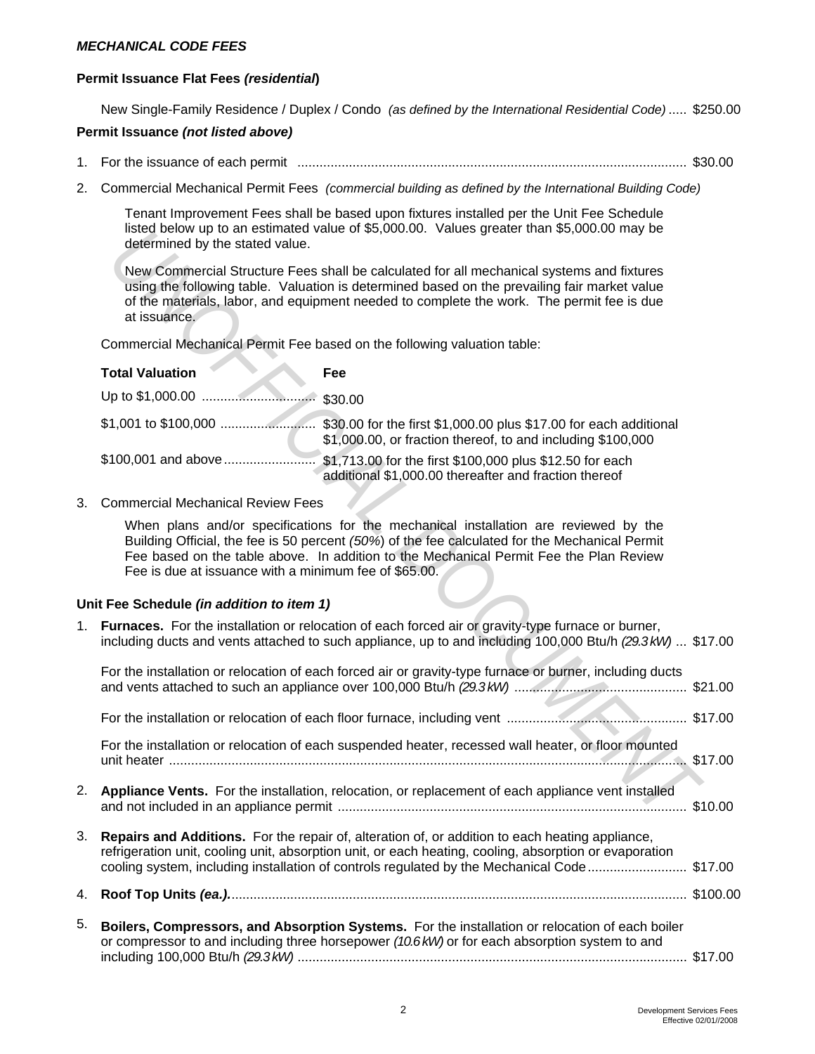***MECHANICAL CODE FEES***

**Permit Issuance Flat Fees *(residential*)**

New Single-Family Residence / Duplex / Condo *(as defined by the International Residential Code)* ..... $250.00

**Permit Issuance *(not listed above)***

1. For the issuance of each permit ........................................................................................................ $30.00

2. Commercial Mechanical Permit Fees *(commercial building as defined by the International Building Code)*

   Tenant Improvement Fees shall be based upon fixtures installed per the Unit Fee Schedule listed below up to an estimated value of $5,000.00. Values greater than $5,000.00 may be determined by the stated value.

   New Commercial Structure Fees shall be calculated for all mechanical systems and fixtures using the following table. Valuation is determined based on the prevailing fair market value of the materials, labor, and equipment needed to complete the work. The permit fee is due at issuance.

   Commercial Mechanical Permit Fee based on the following valuation table:

| Total Valuation | Fee |
| --- | --- |
| Up to $1,000.00 | $30.00 |
| $1,001 to $100,000 | $30.00 for the first $1,000.00 plus $17.00 for each additional $1,000.00, or fraction thereof, to and including $100,000 |
| $100,001 and above | $1,713.00 for the first $100,000 plus $12.50 for each additional $1,000.00 thereafter and fraction thereof |

3. Commercial Mechanical Review Fees

   When plans and/or specifications for the mechanical installation are reviewed by the Building Official, the fee is 50 percent *(50%)* of the fee calculated for the Mechanical Permit Fee based on the table above. In addition to the Mechanical Permit Fee the Plan Review Fee is due at issuance with a minimum fee of $65.00.

**Unit Fee Schedule *(in addition to item 1)***

1. **Furnaces.** For the installation or relocation of each forced air or gravity-type furnace or burner, including ducts and vents attached to such appliance, up to and including 100,000 Btu/h *(29.3 kW)* ... $17.00

   For the installation or relocation of each forced air or gravity-type furnace or burner, including ducts and vents attached to such an appliance over 100,000 Btu/h *(29.3 kW)* .............................................. $21.00

   For the installation or relocation of each floor furnace, including vent ................................................ $17.00

   For the installation or relocation of each suspended heater, recessed wall heater, or floor mounted unit heater ........................................................................................................................................ $17.00

2. **Appliance Vents.** For the installation, relocation, or replacement of each appliance vent installed and not included in an appliance permit .............................................................................................. $10.00

3. **Repairs and Additions.** For the repair of, alteration of, or addition to each heating appliance, refrigeration unit, cooling unit, absorption unit, or each heating, cooling, absorption or evaporation cooling system, including installation of controls regulated by the Mechanical Code........................... $17.00

4. **Roof Top Units *(ea.).***........................................................................................................................ $100.00

5. **Boilers, Compressors, and Absorption Systems.** For the installation or relocation of each boiler or compressor to and including three horsepower *(10.6 kW)* or for each absorption system to and including 100,000 Btu/h *(29.3 kW)* ......................................................................................................... $17.00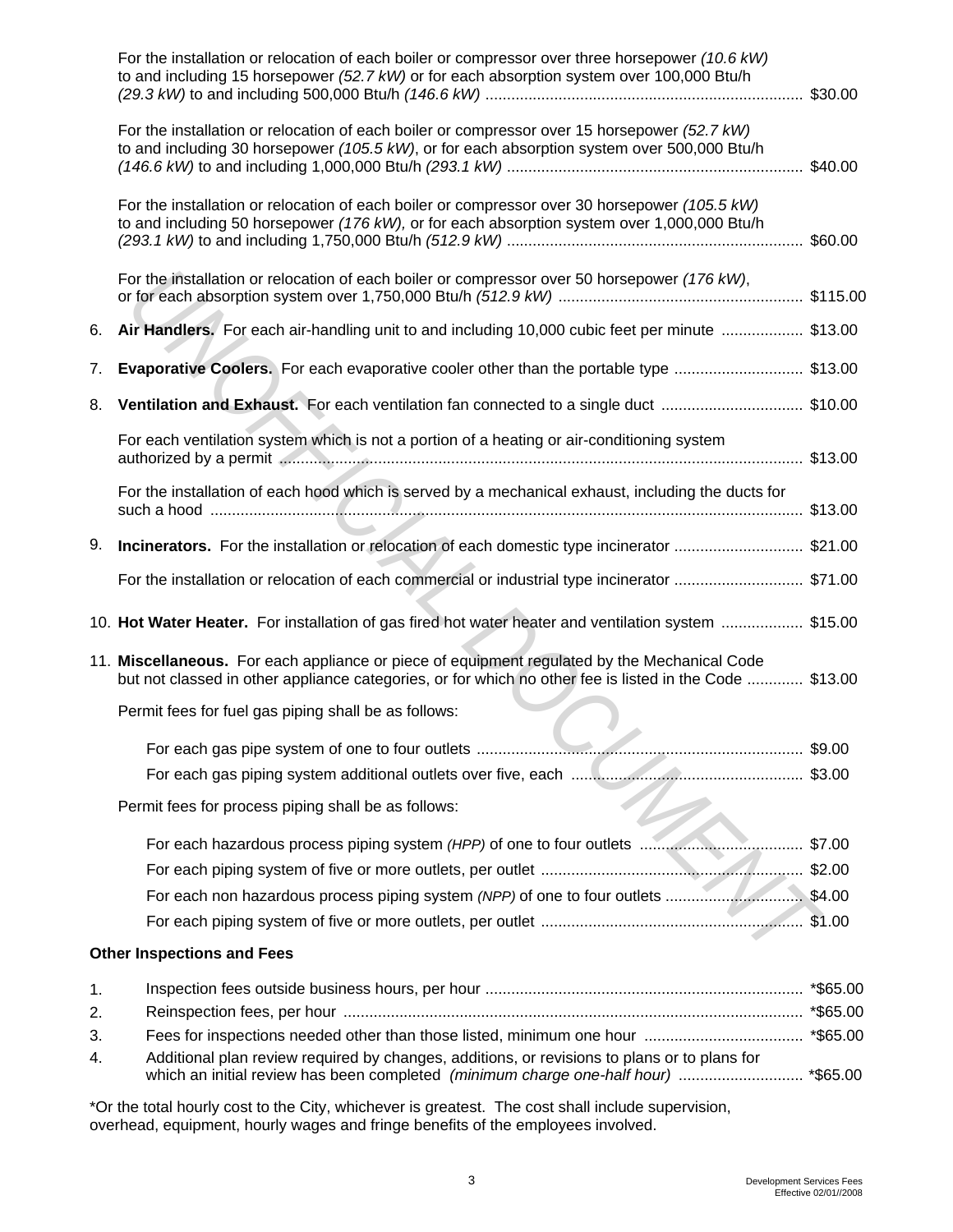For the installation or relocation of each boiler or compressor over three horsepower *(10.6 kW)* to and including 15 horsepower *(52.7 kW)* or for each absorption system over 100,000 Btu/h *(29.3 kW)* to and including 500,000 Btu/h *(146.6 kW)* .......... $30.00

For the installation or relocation of each boiler or compressor over 15 horsepower *(52.7 kW)* to and including 30 horsepower *(105.5 kW)*, or for each absorption system over 500,000 Btu/h *(146.6 kW)* to and including 1,000,000 Btu/h *(293.1 kW)* .......... $40.00

For the installation or relocation of each boiler or compressor over 30 horsepower *(105.5 kW)* to and including 50 horsepower *(176 kW),* or for each absorption system over 1,000,000 Btu/h *(293.1 kW)* to and including 1,750,000 Btu/h *(512.9 kW)* .......... $60.00

For the installation or relocation of each boiler or compressor over 50 horsepower *(176 kW)*, or for each absorption system over 1,750,000 Btu/h *(512.9 kW)* .......... $115.00

6. **Air Handlers.** For each air-handling unit to and including 10,000 cubic feet per minute .......... $13.00

7. **Evaporative Coolers.** For each evaporative cooler other than the portable type .......... $13.00

8. **Ventilation and Exhaust.** For each ventilation fan connected to a single duct .......... $10.00

   For each ventilation system which is not a portion of a heating or air-conditioning system authorized by a permit .......... $13.00

   For the installation of each hood which is served by a mechanical exhaust, including the ducts for such a hood .......... $13.00

9. **Incinerators.** For the installation or relocation of each domestic type incinerator .......... $21.00

   For the installation or relocation of each commercial or industrial type incinerator .......... $71.00

10. **Hot Water Heater.** For installation of gas fired hot water heater and ventilation system .......... $15.00

11. **Miscellaneous.** For each appliance or piece of equipment regulated by the Mechanical Code but not classed in other appliance categories, or for which no other fee is listed in the Code .......... $13.00

    Permit fees for fuel gas piping shall be as follows:

    For each gas pipe system of one to four outlets .......... $9.00
    For each gas piping system additional outlets over five, each .......... $3.00

    Permit fees for process piping shall be as follows:

    For each hazardous process piping system *(HPP)* of one to four outlets .......... $7.00
    For each piping system of five or more outlets, per outlet .......... $2.00
    For each non hazardous process piping system *(NPP)* of one to four outlets .......... $4.00
    For each piping system of five or more outlets, per outlet .......... $1.00

**Other Inspections and Fees**

1. Inspection fees outside business hours, per hour .......... *$65.00
2. Reinspection fees, per hour .......... *$65.00
3. Fees for inspections needed other than those listed, minimum one hour .......... *$65.00
4. Additional plan review required by changes, additions, or revisions to plans or to plans for which an initial review has been completed *(minimum charge one-half hour)* .......... *$65.00

*Or the total hourly cost to the City, whichever is greatest. The cost shall include supervision, overhead, equipment, hourly wages and fringe benefits of the employees involved.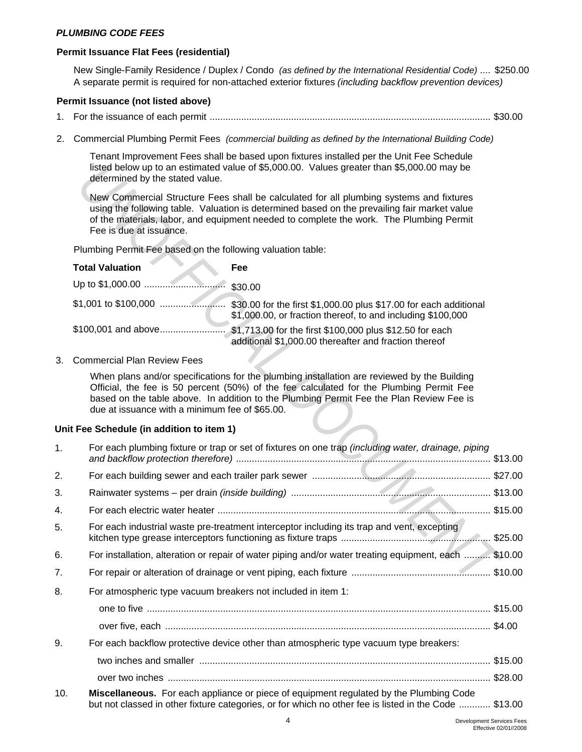***PLUMBING CODE FEES***

**Permit Issuance Flat Fees (residential)**

New Single-Family Residence / Duplex / Condo *(as defined by the International Residential Code)* .... $250.00
A separate permit is required for non-attached exterior fixtures *(including backflow prevention devices)*

**Permit Issuance (not listed above)**

1. For the issuance of each permit .......................................................................................................... $30.00

2. Commercial Plumbing Permit Fees *(commercial building as defined by the International Building Code)*

   Tenant Improvement Fees shall be based upon fixtures installed per the Unit Fee Schedule listed below up to an estimated value of $5,000.00. Values greater than $5,000.00 may be determined by the stated value.

   New Commercial Structure Fees shall be calculated for all plumbing systems and fixtures using the following table. Valuation is determined based on the prevailing fair market value of the materials, labor, and equipment needed to complete the work. The Plumbing Permit Fee is due at issuance.

   Plumbing Permit Fee based on the following valuation table:

| Total Valuation | Fee |
|---|---|
| Up to $1,000.00 | $30.00 |
| $1,001 to $100,000 | $30.00 for the first $1,000.00 plus $17.00 for each additional $1,000.00, or fraction thereof, to and including $100,000 |
| $100,001 and above | $1,713.00 for the first $100,000 plus $12.50 for each additional $1,000.00 thereafter and fraction thereof |

3. Commercial Plan Review Fees

   When plans and/or specifications for the plumbing installation are reviewed by the Building Official, the fee is 50 percent (50%) of the fee calculated for the Plumbing Permit Fee based on the table above. In addition to the Plumbing Permit Fee the Plan Review Fee is due at issuance with a minimum fee of $65.00.

**Unit Fee Schedule (in addition to item 1)**

1. For each plumbing fixture or trap or set of fixtures on one trap *(including water, drainage, piping and backflow protection therefore)* ................................................................................................ $13.00
2. For each building sewer and each trailer park sewer .................................................................... $27.00
3. Rainwater systems – per drain *(inside building)* ........................................................................... $13.00
4. For each electric water heater ........................................................................................................ $15.00
5. For each industrial waste pre-treatment interceptor including its trap and vent, excepting kitchen type grease interceptors functioning as fixture traps ......................................................... $25.00
6. For installation, alteration or repair of water piping and/or water treating equipment, each .......... $10.00
7. For repair or alteration of drainage or vent piping, each fixture ..................................................... $10.00
8. For atmospheric type vacuum breakers not included in item 1:
   - one to five ................................................................................................................................. $15.00
   - over five, each .......................................................................................................................... $4.00
9. For each backflow protective device other than atmospheric type vacuum type breakers:
   - two inches and smaller .............................................................................................................. $15.00
   - over two inches .......................................................................................................................... $28.00
10. **Miscellaneous.** For each appliance or piece of equipment regulated by the Plumbing Code but not classed in other fixture categories, or for which no other fee is listed in the Code ............ $13.00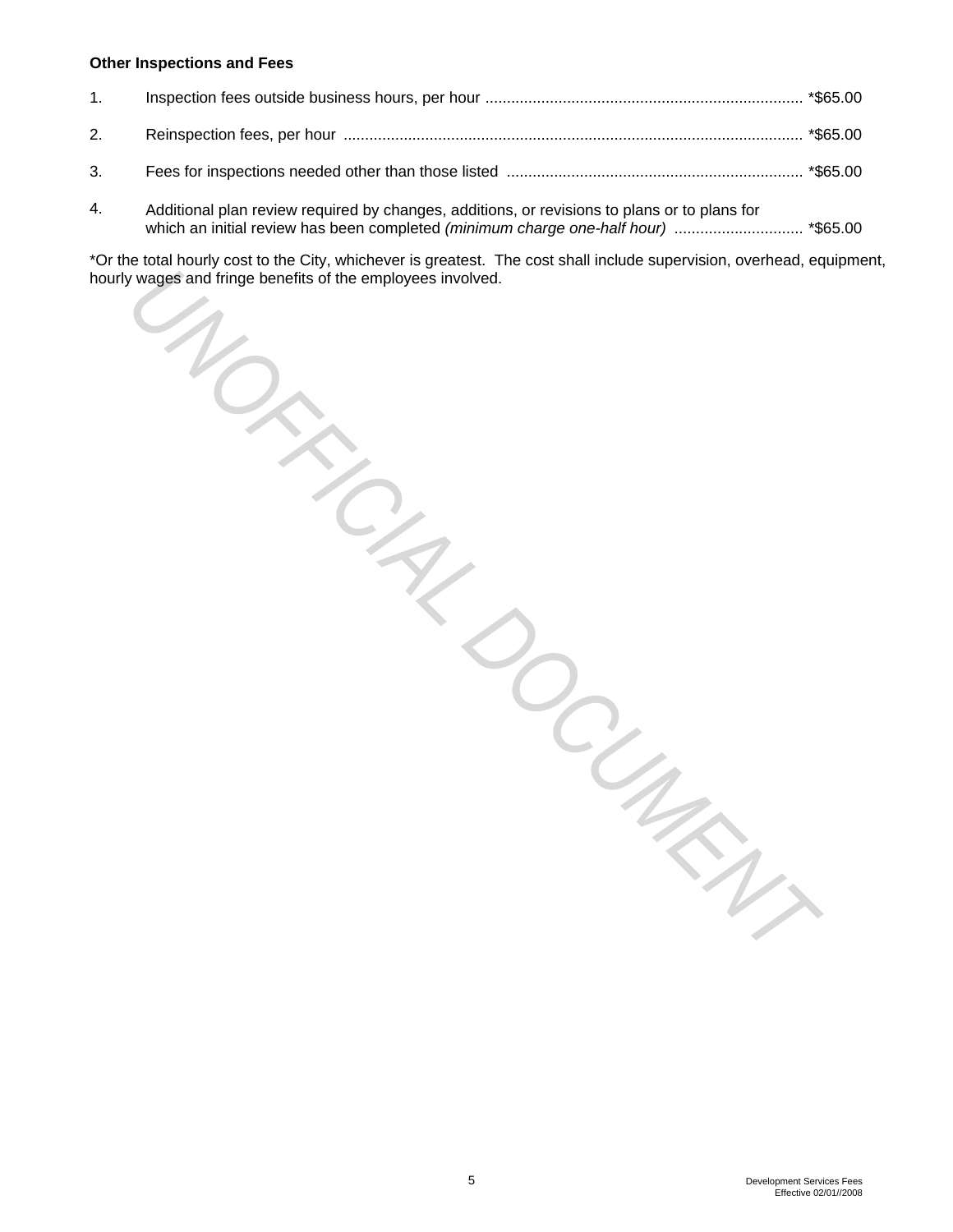**Other Inspections and Fees**

1. Inspection fees outside business hours, per hour ......................................................................... *$65.00

2. Reinspection fees, per hour .......................................................................................................... *$65.00

3. Fees for inspections needed other than those listed .................................................................... *$65.00

4. Additional plan review required by changes, additions, or revisions to plans or to plans for which an initial review has been completed *(minimum charge one-half hour)* .............................. *$65.00

*Or the total hourly cost to the City, whichever is greatest. The cost shall include supervision, overhead, equipment, hourly wages and fringe benefits of the employees involved.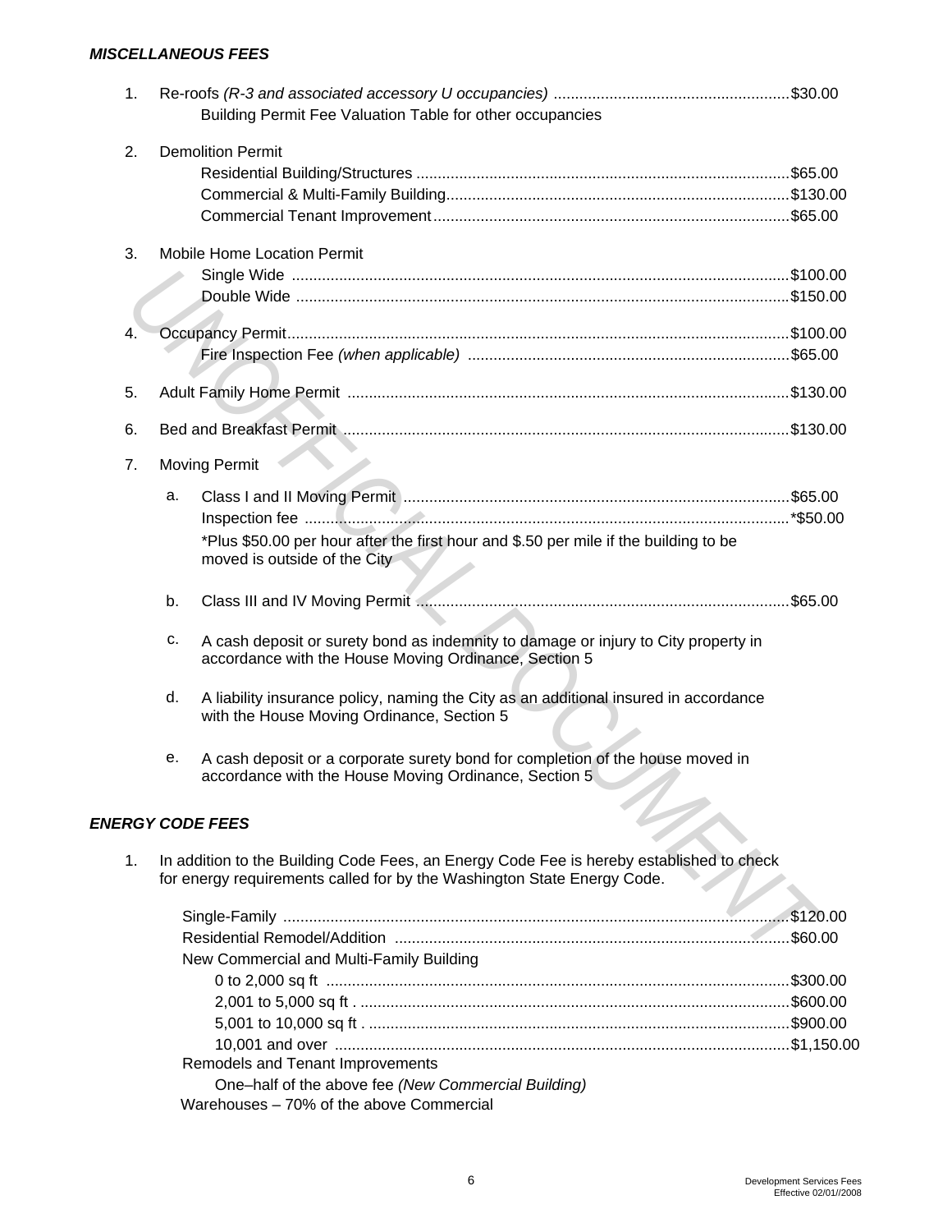***MISCELLANEOUS FEES***

1. Re-roofs *(R-3 and associated accessory U occupancies)* ....................................................... $30.00
   Building Permit Fee Valuation Table for other occupancies

2. Demolition Permit
   Residential Building/Structures ...................................................................................... $65.00
   Commercial & Multi-Family Building............................................................................... $130.00
   Commercial Tenant Improvement.................................................................................. $65.00

3. Mobile Home Location Permit
   Single Wide ................................................................................................................... $100.00
   Double Wide .................................................................................................................. $150.00

4. Occupancy Permit.................................................................................................................... $100.00
   Fire Inspection Fee *(when applicable)* .......................................................................... $65.00

5. Adult Family Home Permit ...................................................................................................... $130.00

6. Bed and Breakfast Permit ....................................................................................................... $130.00

7. Moving Permit

   a. Class I and II Moving Permit ......................................................................................... $65.00
      Inspection fee ................................................................................................................ *$50.00
      *Plus $50.00 per hour after the first hour and $.50 per mile if the building to be moved is outside of the City

   b. Class III and IV Moving Permit ...................................................................................... $65.00

   c. A cash deposit or surety bond as indemnity to damage or injury to City property in accordance with the House Moving Ordinance, Section 5

   d. A liability insurance policy, naming the City as an additional insured in accordance with the House Moving Ordinance, Section 5

   e. A cash deposit or a corporate surety bond for completion of the house moved in accordance with the House Moving Ordinance, Section 5

***ENERGY CODE FEES***

1. In addition to the Building Code Fees, an Energy Code Fee is hereby established to check for energy requirements called for by the Washington State Energy Code.

   Single-Family ................................................................................................................... $120.00
   Residential Remodel/Addition .......................................................................................... $60.00
   New Commercial and Multi-Family Building
      0 to 2,000 sq ft ........................................................................................................... $300.00
      2,001 to 5,000 sq ft . .................................................................................................. $600.00
      5,001 to 10,000 sq ft . ................................................................................................ $900.00
      10,001 and over ......................................................................................................... $1,150.00
   Remodels and Tenant Improvements
      One–half of the above fee *(New Commercial Building)*
   Warehouses – 70% of the above Commercial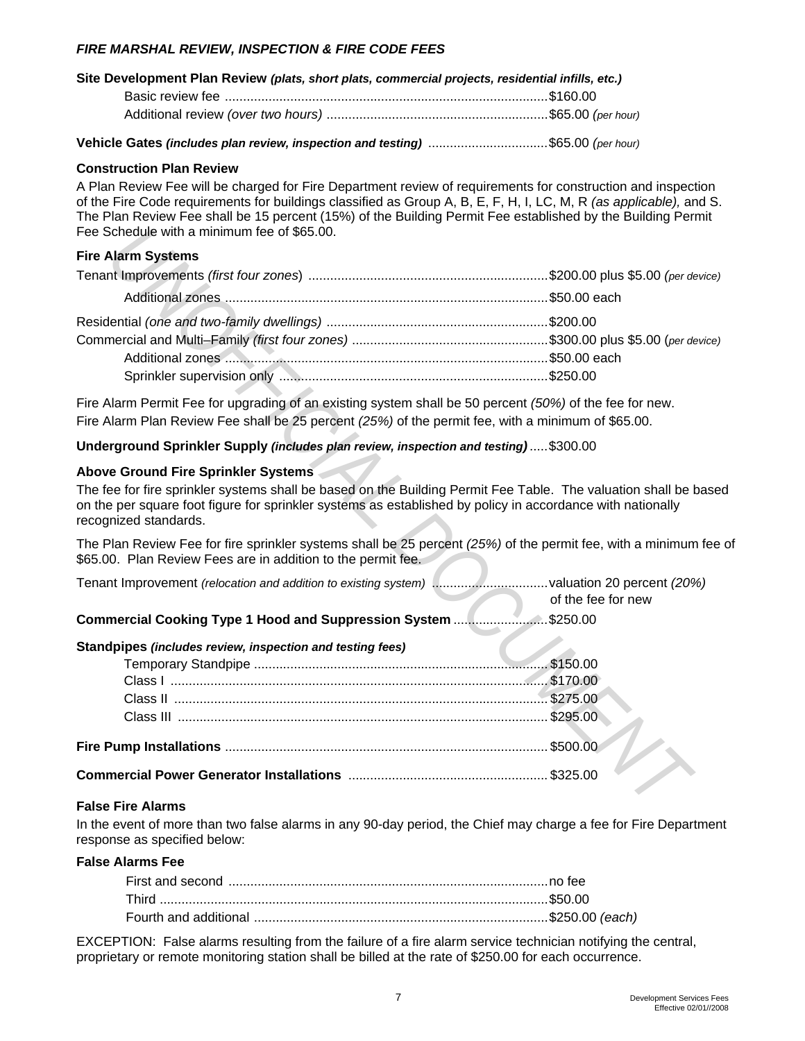## *FIRE MARSHAL REVIEW, INSPECTION & FIRE CODE FEES*

**Site Development Plan Review** ***(plats, short plats, commercial projects, residential infills, etc.)***

| | |
|---|---|
| Basic review fee | $160.00 |
| Additional review *(over two hours)* | $65.00 *(per hour)* |

**Vehicle Gates** ***(includes plan review, inspection and testing)*** .......... $65.00 *(per hour)*

**Construction Plan Review**

A Plan Review Fee will be charged for Fire Department review of requirements for construction and inspection of the Fire Code requirements for buildings classified as Group A, B, E, F, H, I, LC, M, R *(as applicable),* and S. The Plan Review Fee shall be 15 percent (15%) of the Building Permit Fee established by the Building Permit Fee Schedule with a minimum fee of $65.00.

**Fire Alarm Systems**

| | |
|---|---|
| Tenant Improvements *(first four zones)* | $200.00 plus $5.00 *(per device)* |
| Additional zones | $50.00 each |
| Residential *(one and two-family dwellings)* | $200.00 |
| Commercial and Multi–Family *(first four zones)* | $300.00 plus $5.00 (*per device)* |
| Additional zones | $50.00 each |
| Sprinkler supervision only | $250.00 |

Fire Alarm Permit Fee for upgrading of an existing system shall be 50 percent *(50%)* of the fee for new.

Fire Alarm Plan Review Fee shall be 25 percent *(25%)* of the permit fee, with a minimum of $65.00.

**Underground Sprinkler Supply** ***(includes plan review, inspection and testing)*** .......... $300.00

**Above Ground Fire Sprinkler Systems**

The fee for fire sprinkler systems shall be based on the Building Permit Fee Table. The valuation shall be based on the per square foot figure for sprinkler systems as established by policy in accordance with nationally recognized standards.

The Plan Review Fee for fire sprinkler systems shall be 25 percent *(25%)* of the permit fee, with a minimum fee of $65.00. Plan Review Fees are in addition to the permit fee.

Tenant Improvement *(relocation and addition to existing system)* .......... valuation 20 percent *(20%)* of the fee for new

**Commercial Cooking Type 1 Hood and Suppression System** .......... $250.00

**Standpipes** ***(includes review, inspection and testing fees)***

| | |
|---|---|
| Temporary Standpipe | $150.00 |
| Class I | $170.00 |
| Class II | $275.00 |
| Class III | $295.00 |

**Fire Pump Installations** .......... $500.00

**Commercial Power Generator Installations** .......... $325.00

**False Fire Alarms**

In the event of more than two false alarms in any 90-day period, the Chief may charge a fee for Fire Department response as specified below:

**False Alarms Fee**

| | |
|---|---|
| First and second | no fee |
| Third | $50.00 |
| Fourth and additional | $250.00 *(each)* |

EXCEPTION: False alarms resulting from the failure of a fire alarm service technician notifying the central, proprietary or remote monitoring station shall be billed at the rate of $250.00 for each occurrence.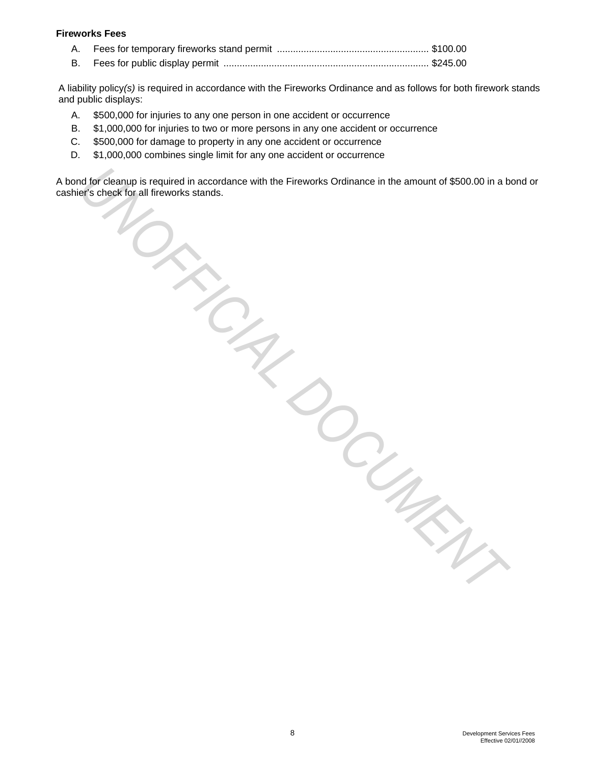**Fireworks Fees**

A. Fees for temporary fireworks stand permit ........................................................ $100.00

B. Fees for public display permit ............................................................................ $245.00

A liability policy*(s)* is required in accordance with the Fireworks Ordinance and as follows for both firework stands and public displays:

A. $500,000 for injuries to any one person in one accident or occurrence

B. $1,000,000 for injuries to two or more persons in any one accident or occurrence

C. $500,000 for damage to property in any one accident or occurrence

D. $1,000,000 combines single limit for any one accident or occurrence

A bond for cleanup is required in accordance with the Fireworks Ordinance in the amount of $500.00 in a bond or cashier's check for all fireworks stands.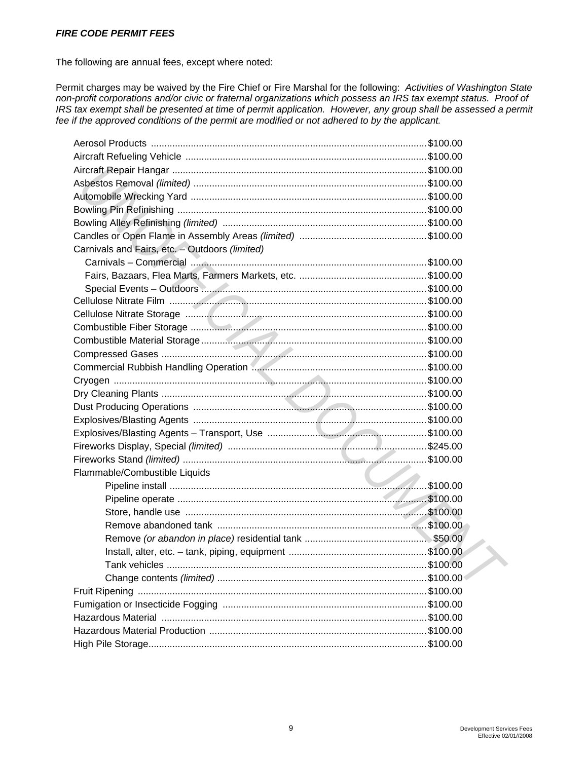***FIRE CODE PERMIT FEES***

The following are annual fees, except where noted:

Permit charges may be waived by the Fire Chief or Fire Marshal for the following: *Activities of Washington State non-profit corporations and/or civic or fraternal organizations which possess an IRS tax exempt status. Proof of IRS tax exempt shall be presented at time of permit application. However, any group shall be assessed a permit fee if the approved conditions of the permit are modified or not adhered to by the applicant.*

| Permit | Fee |
|---|---|
| Aerosol Products | $100.00 |
| Aircraft Refueling Vehicle | $100.00 |
| Aircraft Repair Hangar | $100.00 |
| Asbestos Removal *(limited)* | $100.00 |
| Automobile Wrecking Yard | $100.00 |
| Bowling Pin Refinishing | $100.00 |
| Bowling Alley Refinishing *(limited)* | $100.00 |
| Candles or Open Flame in Assembly Areas *(limited)* | $100.00 |
| Carnivals and Fairs, etc. – Outdoors *(limited)* | |
| Carnivals – Commercial | $100.00 |
| Fairs, Bazaars, Flea Marts, Farmers Markets, etc. | $100.00 |
| Special Events – Outdoors | $100.00 |
| Cellulose Nitrate Film | $100.00 |
| Cellulose Nitrate Storage | $100.00 |
| Combustible Fiber Storage | $100.00 |
| Combustible Material Storage | $100.00 |
| Compressed Gases | $100.00 |
| Commercial Rubbish Handling Operation | $100.00 |
| Cryogen | $100.00 |
| Dry Cleaning Plants | $100.00 |
| Dust Producing Operations | $100.00 |
| Explosives/Blasting Agents | $100.00 |
| Explosives/Blasting Agents – Transport, Use | $100.00 |
| Fireworks Display, Special *(limited)* | $245.00 |
| Fireworks Stand *(limited)* | $100.00 |
| Flammable/Combustible Liquids | |
| Pipeline install | $100.00 |
| Pipeline operate | $100.00 |
| Store, handle use | $100.00 |
| Remove abandoned tank | $100.00 |
| Remove *(or abandon in place)* residential tank | $50.00 |
| Install, alter, etc. – tank, piping, equipment | $100.00 |
| Tank vehicles | $100.00 |
| Change contents *(limited)* | $100.00 |
| Fruit Ripening | $100.00 |
| Fumigation or Insecticide Fogging | $100.00 |
| Hazardous Material | $100.00 |
| Hazardous Material Production | $100.00 |
| High Pile Storage | $100.00 |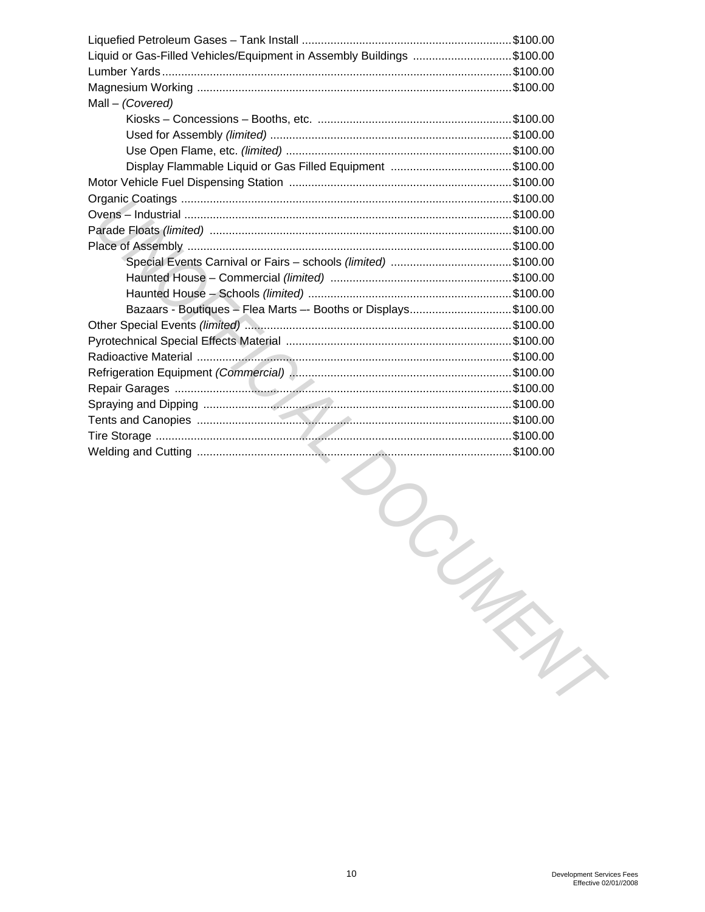| | |
|---|---|
| Liquefied Petroleum Gases – Tank Install | $100.00 |
| Liquid or Gas-Filled Vehicles/Equipment in Assembly Buildings | $100.00 |
| Lumber Yards | $100.00 |
| Magnesium Working | $100.00 |
| Mall – *(Covered)* | |
| Kiosks – Concessions – Booths, etc. | $100.00 |
| Used for Assembly *(limited)* | $100.00 |
| Use Open Flame, etc. *(limited)* | $100.00 |
| Display Flammable Liquid or Gas Filled Equipment | $100.00 |
| Motor Vehicle Fuel Dispensing Station | $100.00 |
| Organic Coatings | $100.00 |
| Ovens – Industrial | $100.00 |
| Parade Floats *(limited)* | $100.00 |
| Place of Assembly | $100.00 |
| Special Events Carnival or Fairs – schools *(limited)* | $100.00 |
| Haunted House – Commercial *(limited)* | $100.00 |
| Haunted House – Schools *(limited)* | $100.00 |
| Bazaars - Boutiques – Flea Marts –- Booths or Displays | $100.00 |
| Other Special Events *(limited)* | $100.00 |
| Pyrotechnical Special Effects Material | $100.00 |
| Radioactive Material | $100.00 |
| Refrigeration Equipment *(Commercial)* | $100.00 |
| Repair Garages | $100.00 |
| Spraying and Dipping | $100.00 |
| Tents and Canopies | $100.00 |
| Tire Storage | $100.00 |
| Welding and Cutting | $100.00 |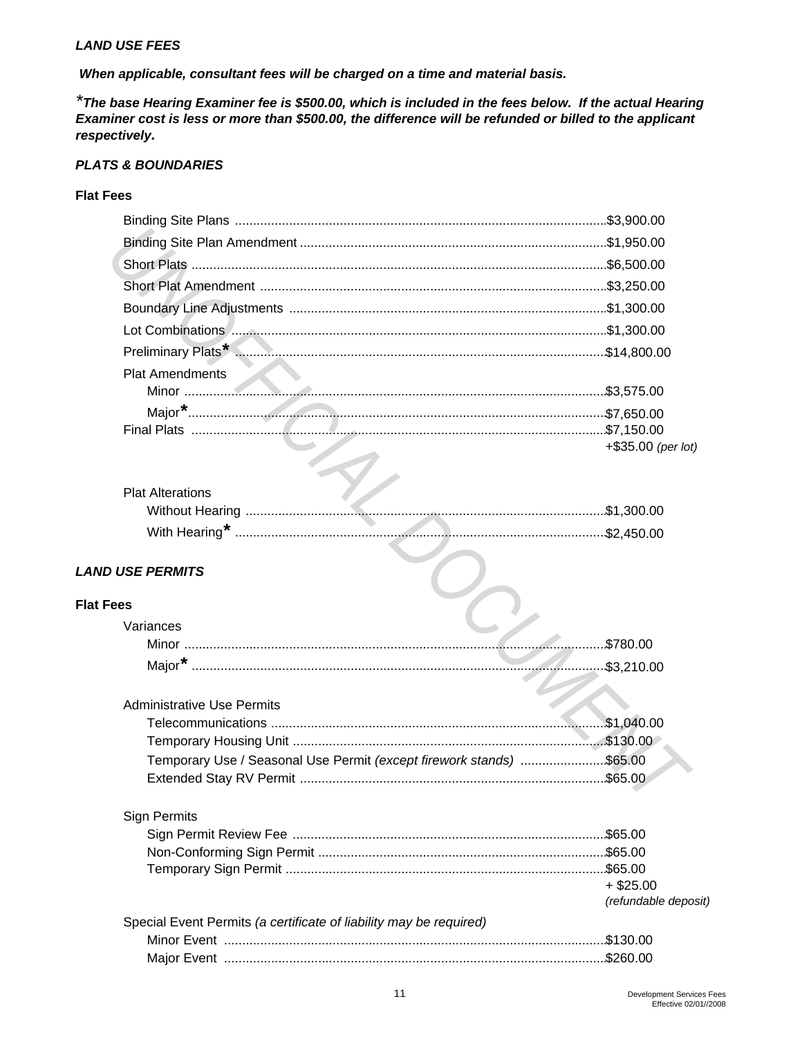***LAND USE FEES***

***When applicable, consultant fees will be charged on a time and material basis.***

****The base Hearing Examiner fee is $500.00, which is included in the fees below. If the actual Hearing Examiner cost is less or more than $500.00, the difference will be refunded or billed to the applicant respectively.***

***PLATS & BOUNDARIES***

**Flat Fees**

- Binding Site Plans ....................................................$3,900.00
- Binding Site Plan Amendment ....................................................$1,950.00
- Short Plats ....................................................$6,500.00
- Short Plat Amendment ....................................................$3,250.00
- Boundary Line Adjustments ....................................................$1,300.00
- Lot Combinations ....................................................$1,300.00
- Preliminary Plats* ....................................................$14,800.00
- Plat Amendments
  - Minor ....................................................$3,575.00
  - Major* ....................................................$7,650.00
- Final Plats ....................................................$7,150.00 +$35.00 *(per lot)*
- Plat Alterations
  - Without Hearing ....................................................$1,300.00
  - With Hearing* ....................................................$2,450.00

***LAND USE PERMITS***

**Flat Fees**

- Variances
  - Minor ....................................................$780.00
  - Major* ....................................................$3,210.00
- Administrative Use Permits
  - Telecommunications ....................................................$1,040.00
  - Temporary Housing Unit ....................................................$130.00
  - Temporary Use / Seasonal Use Permit *(except firework stands)* ....................................................$65.00
  - Extended Stay RV Permit ....................................................$65.00
- Sign Permits
  - Sign Permit Review Fee ....................................................$65.00
  - Non-Conforming Sign Permit ....................................................$65.00
  - Temporary Sign Permit ....................................................$65.00 + $25.00 *(refundable deposit)*
- Special Event Permits *(a certificate of liability may be required)*
  - Minor Event ....................................................$130.00
  - Major Event ....................................................$260.00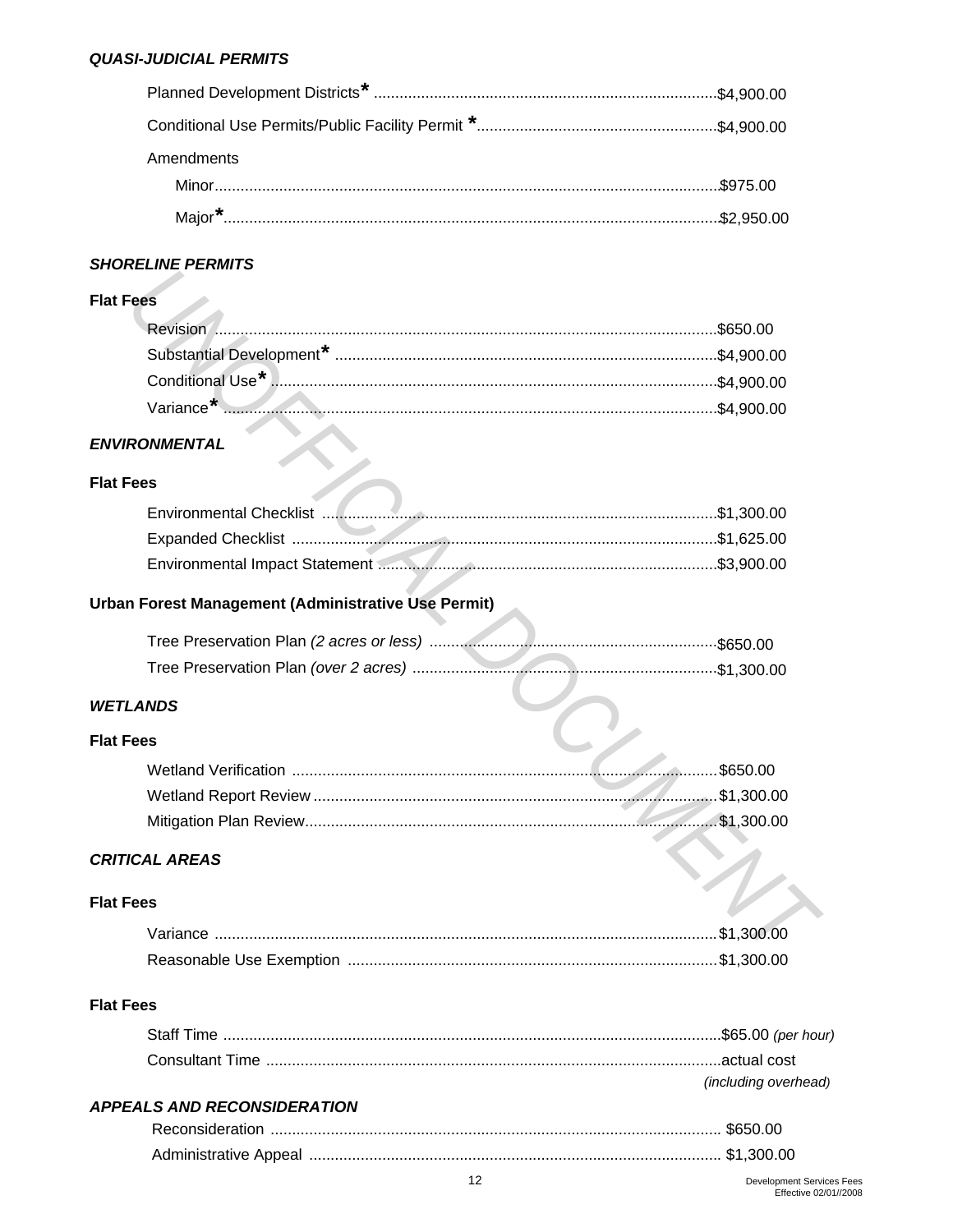### *QUASI-JUDICIAL PERMITS*

Planned Development Districts* ........................................................................$4,900.00

Conditional Use Permits/Public Facility Permit *......................................................$4,900.00

Amendments

Minor.....................................................................................................................$975.00

Major*..................................................................................................................$2,950.00

### *SHORELINE PERMITS*

**Flat Fees**

Revision ....................................................................................................................$650.00

Substantial Development* .......................................................................................$4,900.00

Conditional Use* ......................................................................................................$4,900.00

Variance* ...................................................................................................................$4,900.00

### *ENVIRONMENTAL*

**Flat Fees**

Environmental Checklist ...........................................................................................$1,300.00

Expanded Checklist ..................................................................................................$1,625.00

Environmental Impact Statement .............................................................................$3,900.00

**Urban Forest Management (Administrative Use Permit)**

Tree Preservation Plan *(2 acres or less)* ..................................................................$650.00

Tree Preservation Plan *(over 2 acres)* ......................................................................$1,300.00

### *WETLANDS*

**Flat Fees**

Wetland Verification ..................................................................................................$650.00

Wetland Report Review .............................................................................................$1,300.00

Mitigation Plan Review...............................................................................................$1,300.00

### *CRITICAL AREAS*

**Flat Fees**

Variance ....................................................................................................................$1,300.00

Reasonable Use Exemption .....................................................................................$1,300.00

**Flat Fees**

Staff Time ...................................................................................................................$65.00 *(per hour)*

Consultant Time .........................................................................................................actual cost *(including overhead)*

### *APPEALS AND RECONSIDERATION*

Reconsideration ........................................................................................................ $650.00

Administrative Appeal ............................................................................................... $1,300.00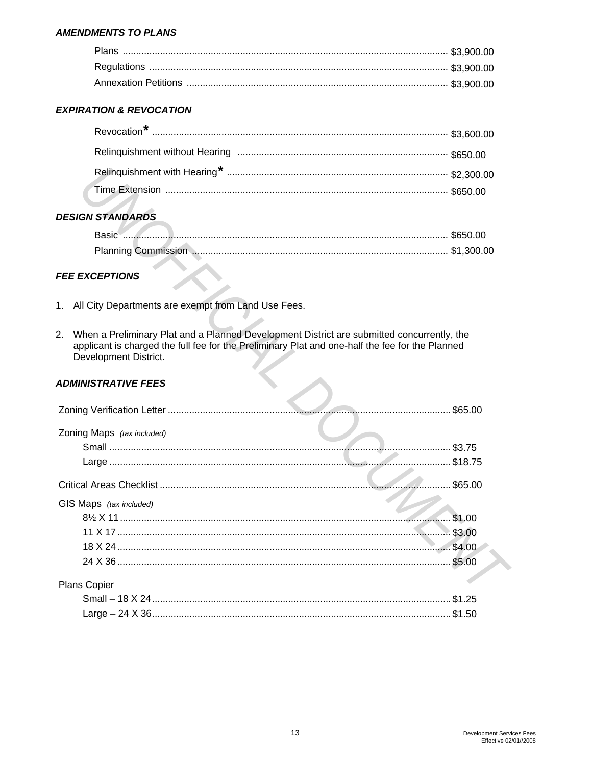### *AMENDMENTS TO PLANS*

Plans ........ $3,900.00
Regulations ........ $3,900.00
Annexation Petitions ........ $3,900.00

### *EXPIRATION & REVOCATION*

Revocation* ........ $3,600.00
Relinquishment without Hearing ........ $650.00
Relinquishment with Hearing* ........ $2,300.00
Time Extension ........ $650.00

### *DESIGN STANDARDS*

Basic ........ $650.00
Planning Commission ........ $1,300.00

### *FEE EXCEPTIONS*

1. All City Departments are exempt from Land Use Fees.

2. When a Preliminary Plat and a Planned Development District are submitted concurrently, the applicant is charged the full fee for the Preliminary Plat and one-half the fee for the Planned Development District.

### *ADMINISTRATIVE FEES*

Zoning Verification Letter ........ $65.00

Zoning Maps *(tax included)*
Small ........ $3.75
Large ........ $18.75

Critical Areas Checklist ........ $65.00

GIS Maps *(tax included)*
8½ X 11 ........ $1.00
11 X 17 ........ $3.00
18 X 24 ........ $4.00
24 X 36 ........ $5.00

Plans Copier
Small – 18 X 24 ........ $1.25
Large – 24 X 36 ........ $1.50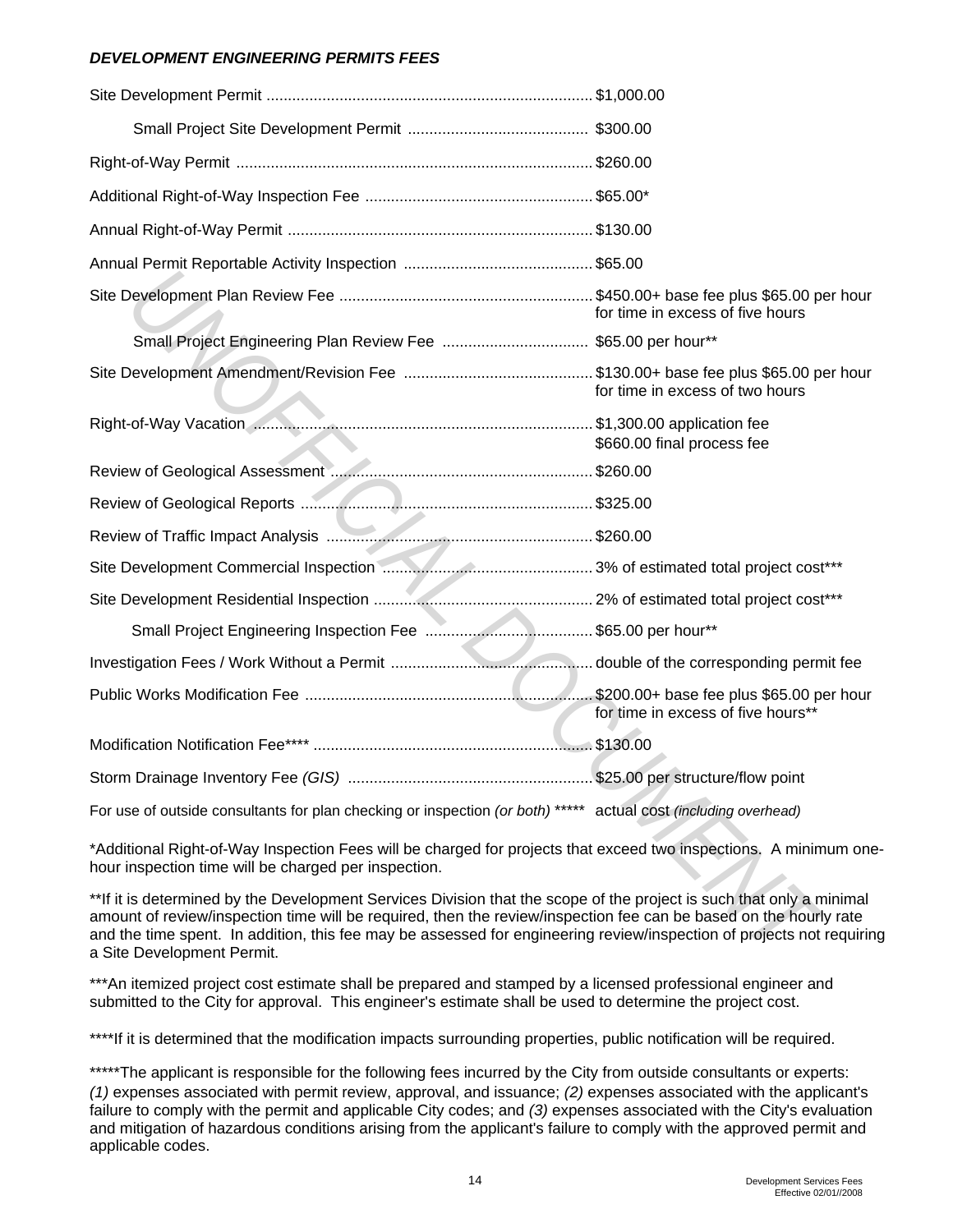***DEVELOPMENT ENGINEERING PERMITS FEES***

| Fee | Amount |
|---|---|
| Site Development Permit | $1,000.00 |
| Small Project Site Development Permit | $300.00 |
| Right-of-Way Permit | $260.00 |
| Additional Right-of-Way Inspection Fee | $65.00* |
| Annual Right-of-Way Permit | $130.00 |
| Annual Permit Reportable Activity Inspection | $65.00 |
| Site Development Plan Review Fee | $450.00+ base fee plus $65.00 per hour for time in excess of five hours |
| Small Project Engineering Plan Review Fee | $65.00 per hour** |
| Site Development Amendment/Revision Fee | $130.00+ base fee plus $65.00 per hour for time in excess of two hours |
| Right-of-Way Vacation | $1,300.00 application fee<br>$660.00 final process fee |
| Review of Geological Assessment | $260.00 |
| Review of Geological Reports | $325.00 |
| Review of Traffic Impact Analysis | $260.00 |
| Site Development Commercial Inspection | 3% of estimated total project cost*** |
| Site Development Residential Inspection | 2% of estimated total project cost*** |
| Small Project Engineering Inspection Fee | $65.00 per hour** |
| Investigation Fees / Work Without a Permit | double of the corresponding permit fee |
| Public Works Modification Fee | $200.00+ base fee plus $65.00 per hour for time in excess of five hours** |
| Modification Notification Fee**** | $130.00 |
| Storm Drainage Inventory Fee *(GIS)* | $25.00 per structure/flow point |
| For use of outside consultants for plan checking or inspection *(or both)* ***** | actual cost *(including overhead)* |

*Additional Right-of-Way Inspection Fees will be charged for projects that exceed two inspections. A minimum one-hour inspection time will be charged per inspection.

**If it is determined by the Development Services Division that the scope of the project is such that only a minimal amount of review/inspection time will be required, then the review/inspection fee can be based on the hourly rate and the time spent. In addition, this fee may be assessed for engineering review/inspection of projects not requiring a Site Development Permit.

***An itemized project cost estimate shall be prepared and stamped by a licensed professional engineer and submitted to the City for approval. This engineer's estimate shall be used to determine the project cost.

****If it is determined that the modification impacts surrounding properties, public notification will be required.

*****The applicant is responsible for the following fees incurred by the City from outside consultants or experts: *(1)* expenses associated with permit review, approval, and issuance; *(2)* expenses associated with the applicant's failure to comply with the permit and applicable City codes; and *(3)* expenses associated with the City's evaluation and mitigation of hazardous conditions arising from the applicant's failure to comply with the approved permit and applicable codes.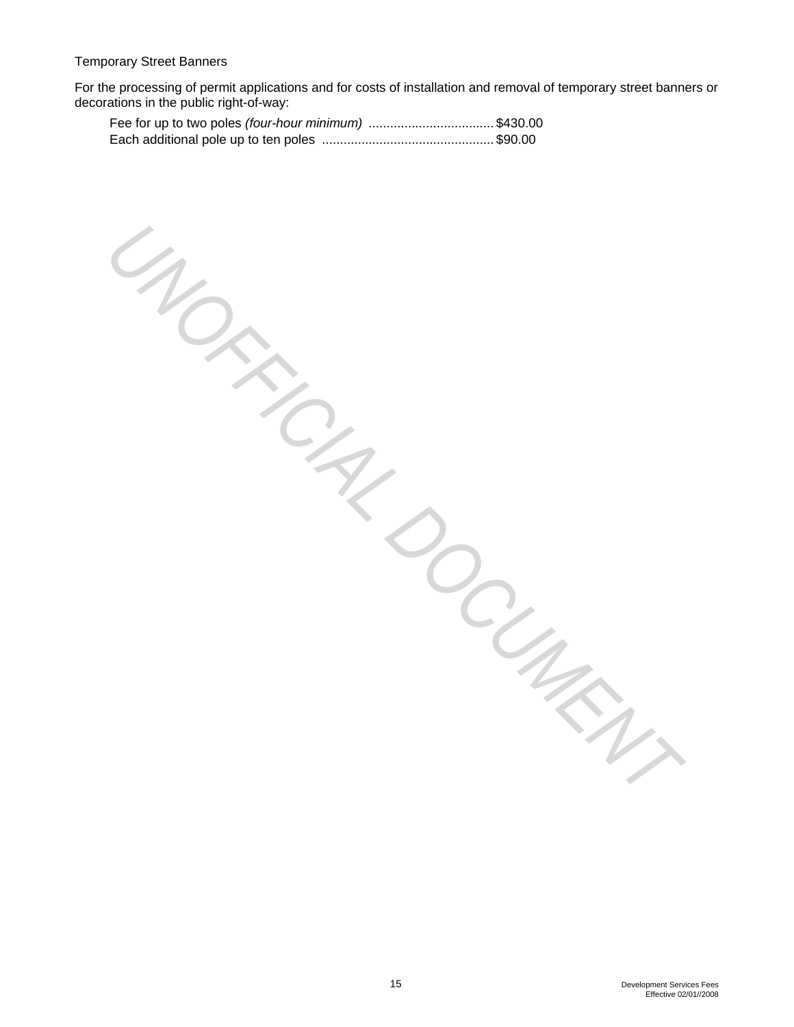Temporary Street Banners

For the processing of permit applications and for costs of installation and removal of temporary street banners or decorations in the public right-of-way:

Fee for up to two poles *(four-hour minimum)* .................................. $430.00
Each additional pole up to ten poles ............................................... $90.00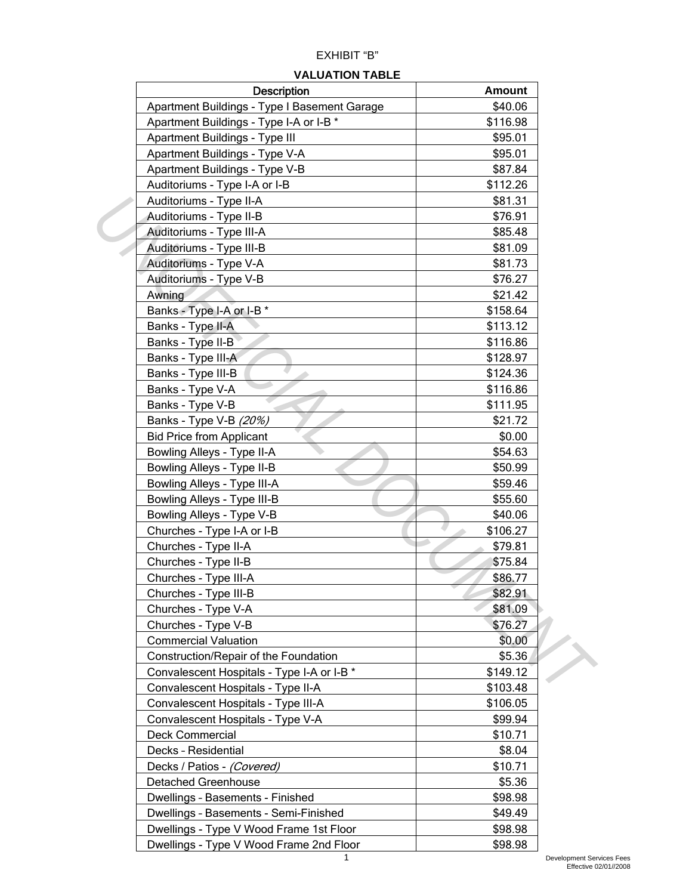EXHIBIT "B"

**VALUATION TABLE**

| Description | Amount |
|---|---|
| Apartment Buildings - Type I Basement Garage | $40.06 |
| Apartment Buildings - Type I-A or I-B * | $116.98 |
| Apartment Buildings - Type III | $95.01 |
| Apartment Buildings - Type V-A | $95.01 |
| Apartment Buildings - Type V-B | $87.84 |
| Auditoriums - Type I-A or I-B | $112.26 |
| Auditoriums - Type II-A | $81.31 |
| Auditoriums - Type II-B | $76.91 |
| Auditoriums - Type III-A | $85.48 |
| Auditoriums - Type III-B | $81.09 |
| Auditoriums - Type V-A | $81.73 |
| Auditoriums - Type V-B | $76.27 |
| Awning | $21.42 |
| Banks - Type I-A or I-B * | $158.64 |
| Banks - Type II-A | $113.12 |
| Banks - Type II-B | $116.86 |
| Banks - Type III-A | $128.97 |
| Banks - Type III-B | $124.36 |
| Banks - Type V-A | $116.86 |
| Banks - Type V-B | $111.95 |
| Banks - Type V-B *(20%)* | $21.72 |
| Bid Price from Applicant | $0.00 |
| Bowling Alleys - Type II-A | $54.63 |
| Bowling Alleys - Type II-B | $50.99 |
| Bowling Alleys - Type III-A | $59.46 |
| Bowling Alleys - Type III-B | $55.60 |
| Bowling Alleys - Type V-B | $40.06 |
| Churches - Type I-A or I-B | $106.27 |
| Churches - Type II-A | $79.81 |
| Churches - Type II-B | $75.84 |
| Churches - Type III-A | $86.77 |
| Churches - Type III-B | $82.91 |
| Churches - Type V-A | $81.09 |
| Churches - Type V-B | $76.27 |
| Commercial Valuation | $0.00 |
| Construction/Repair of the Foundation | $5.36 |
| Convalescent Hospitals - Type I-A or I-B * | $149.12 |
| Convalescent Hospitals - Type II-A | $103.48 |
| Convalescent Hospitals - Type III-A | $106.05 |
| Convalescent Hospitals - Type V-A | $99.94 |
| Deck Commercial | $10.71 |
| Decks – Residential | $8.04 |
| Decks / Patios - *(Covered)* | $10.71 |
| Detached Greenhouse | $5.36 |
| Dwellings – Basements - Finished | $98.98 |
| Dwellings – Basements - Semi-Finished | $49.49 |
| Dwellings - Type V Wood Frame 1st Floor | $98.98 |
| Dwellings - Type V Wood Frame 2nd Floor | $98.98 |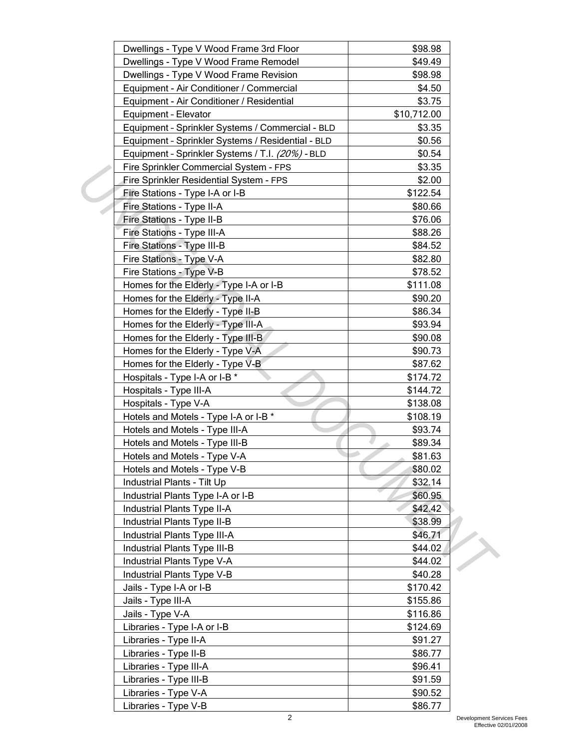| | |
|---|---|
| Dwellings - Type V Wood Frame 3rd Floor | $98.98 |
| Dwellings - Type V Wood Frame Remodel | $49.49 |
| Dwellings - Type V Wood Frame Revision | $98.98 |
| Equipment - Air Conditioner / Commercial | $4.50 |
| Equipment - Air Conditioner / Residential | $3.75 |
| Equipment - Elevator | $10,712.00 |
| Equipment - Sprinkler Systems / Commercial - BLD | $3.35 |
| Equipment - Sprinkler Systems / Residential - BLD | $0.56 |
| Equipment - Sprinkler Systems / T.I. *(20%)* - BLD | $0.54 |
| Fire Sprinkler Commercial System - FPS | $3.35 |
| Fire Sprinkler Residential System - FPS | $2.00 |
| Fire Stations - Type I-A or I-B | $122.54 |
| Fire Stations - Type II-A | $80.66 |
| Fire Stations - Type II-B | $76.06 |
| Fire Stations - Type III-A | $88.26 |
| Fire Stations - Type III-B | $84.52 |
| Fire Stations - Type V-A | $82.80 |
| Fire Stations - Type V-B | $78.52 |
| Homes for the Elderly - Type I-A or I-B | $111.08 |
| Homes for the Elderly - Type II-A | $90.20 |
| Homes for the Elderly - Type II-B | $86.34 |
| Homes for the Elderly - Type III-A | $93.94 |
| Homes for the Elderly - Type III-B | $90.08 |
| Homes for the Elderly - Type V-A | $90.73 |
| Homes for the Elderly - Type V-B | $87.62 |
| Hospitals - Type I-A or I-B * | $174.72 |
| Hospitals - Type III-A | $144.72 |
| Hospitals - Type V-A | $138.08 |
| Hotels and Motels - Type I-A or I-B * | $108.19 |
| Hotels and Motels - Type III-A | $93.74 |
| Hotels and Motels - Type III-B | $89.34 |
| Hotels and Motels - Type V-A | $81.63 |
| Hotels and Motels - Type V-B | $80.02 |
| Industrial Plants - Tilt Up | $32.14 |
| Industrial Plants Type I-A or I-B | $60.95 |
| Industrial Plants Type II-A | $42.42 |
| Industrial Plants Type II-B | $38.99 |
| Industrial Plants Type III-A | $46.71 |
| Industrial Plants Type III-B | $44.02 |
| Industrial Plants Type V-A | $44.02 |
| Industrial Plants Type V-B | $40.28 |
| Jails - Type I-A or I-B | $170.42 |
| Jails - Type III-A | $155.86 |
| Jails - Type V-A | $116.86 |
| Libraries - Type I-A or I-B | $124.69 |
| Libraries - Type II-A | $91.27 |
| Libraries - Type II-B | $86.77 |
| Libraries - Type III-A | $96.41 |
| Libraries - Type III-B | $91.59 |
| Libraries - Type V-A | $90.52 |
| Libraries - Type V-B | $86.77 |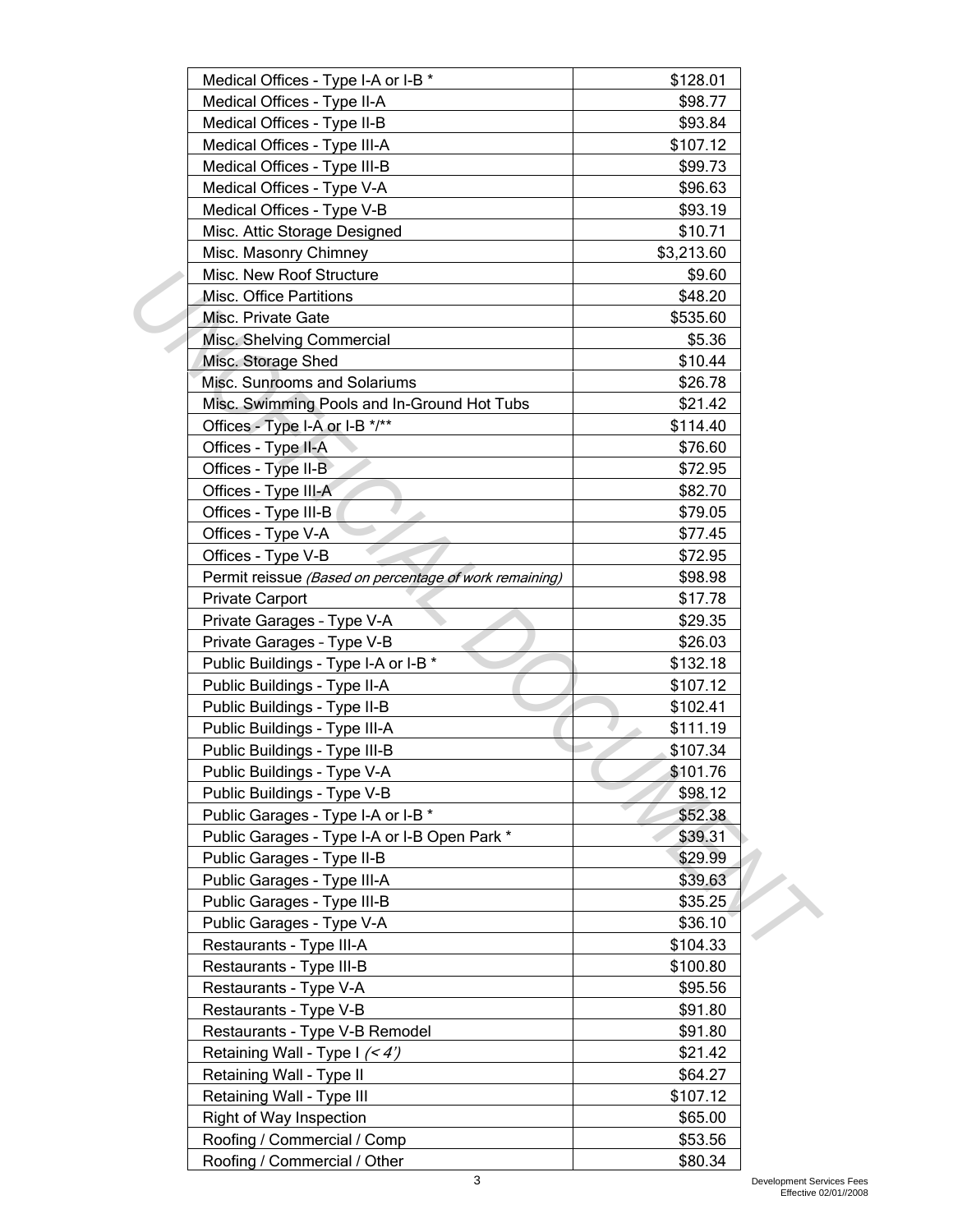| | |
|---|---|
| Medical Offices - Type I-A or I-B * | $128.01 |
| Medical Offices - Type II-A | $98.77 |
| Medical Offices - Type II-B | $93.84 |
| Medical Offices - Type III-A | $107.12 |
| Medical Offices - Type III-B | $99.73 |
| Medical Offices - Type V-A | $96.63 |
| Medical Offices - Type V-B | $93.19 |
| Misc. Attic Storage Designed | $10.71 |
| Misc. Masonry Chimney | $3,213.60 |
| Misc. New Roof Structure | $9.60 |
| Misc. Office Partitions | $48.20 |
| Misc. Private Gate | $535.60 |
| Misc. Shelving Commercial | $5.36 |
| Misc. Storage Shed | $10.44 |
| Misc. Sunrooms and Solariums | $26.78 |
| Misc. Swimming Pools and In-Ground Hot Tubs | $21.42 |
| Offices - Type I-A or I-B */** | $114.40 |
| Offices - Type II-A | $76.60 |
| Offices - Type II-B | $72.95 |
| Offices - Type III-A | $82.70 |
| Offices - Type III-B | $79.05 |
| Offices - Type V-A | $77.45 |
| Offices - Type V-B | $72.95 |
| Permit reissue *(Based on percentage of work remaining)* | $98.98 |
| Private Carport | $17.78 |
| Private Garages - Type V-A | $29.35 |
| Private Garages - Type V-B | $26.03 |
| Public Buildings - Type I-A or I-B * | $132.18 |
| Public Buildings - Type II-A | $107.12 |
| Public Buildings - Type II-B | $102.41 |
| Public Buildings - Type III-A | $111.19 |
| Public Buildings - Type III-B | $107.34 |
| Public Buildings - Type V-A | $101.76 |
| Public Buildings - Type V-B | $98.12 |
| Public Garages - Type I-A or I-B * | $52.38 |
| Public Garages - Type I-A or I-B Open Park * | $39.31 |
| Public Garages - Type II-B | $29.99 |
| Public Garages - Type III-A | $39.63 |
| Public Garages - Type III-B | $35.25 |
| Public Garages - Type V-A | $36.10 |
| Restaurants - Type III-A | $104.33 |
| Restaurants - Type III-B | $100.80 |
| Restaurants - Type V-A | $95.56 |
| Restaurants - Type V-B | $91.80 |
| Restaurants - Type V-B Remodel | $91.80 |
| Retaining Wall - Type I *(< 4')* | $21.42 |
| Retaining Wall - Type II | $64.27 |
| Retaining Wall - Type III | $107.12 |
| Right of Way Inspection | $65.00 |
| Roofing / Commercial / Comp | $53.56 |
| Roofing / Commercial / Other | $80.34 |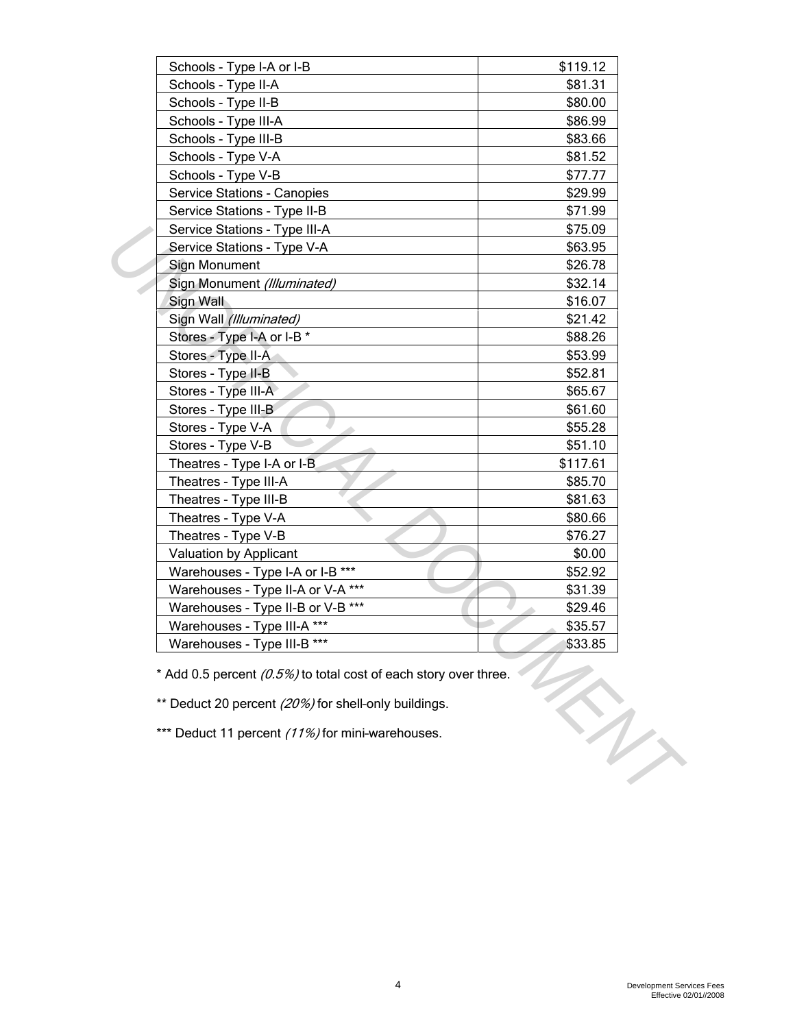| | |
|---|---|
| Schools - Type I-A or I-B | $119.12 |
| Schools - Type II-A | $81.31 |
| Schools - Type II-B | $80.00 |
| Schools - Type III-A | $86.99 |
| Schools - Type III-B | $83.66 |
| Schools - Type V-A | $81.52 |
| Schools - Type V-B | $77.77 |
| Service Stations - Canopies | $29.99 |
| Service Stations - Type II-B | $71.99 |
| Service Stations - Type III-A | $75.09 |
| Service Stations - Type V-A | $63.95 |
| Sign Monument | $26.78 |
| Sign Monument *(Illuminated)* | $32.14 |
| Sign Wall | $16.07 |
| Sign Wall *(Illuminated)* | $21.42 |
| Stores - Type I-A or I-B * | $88.26 |
| Stores - Type II-A | $53.99 |
| Stores - Type II-B | $52.81 |
| Stores - Type III-A | $65.67 |
| Stores - Type III-B | $61.60 |
| Stores - Type V-A | $55.28 |
| Stores - Type V-B | $51.10 |
| Theatres - Type I-A or I-B | $117.61 |
| Theatres - Type III-A | $85.70 |
| Theatres - Type III-B | $81.63 |
| Theatres - Type V-A | $80.66 |
| Theatres - Type V-B | $76.27 |
| Valuation by Applicant | $0.00 |
| Warehouses - Type I-A or I-B *** | $52.92 |
| Warehouses - Type II-A or V-A *** | $31.39 |
| Warehouses - Type II-B or V-B *** | $29.46 |
| Warehouses - Type III-A *** | $35.57 |
| Warehouses - Type III-B *** | $33.85 |

* Add 0.5 percent *(0.5%)* to total cost of each story over three.

** Deduct 20 percent *(20%)* for shell-only buildings.

*** Deduct 11 percent *(11%)* for mini-warehouses.